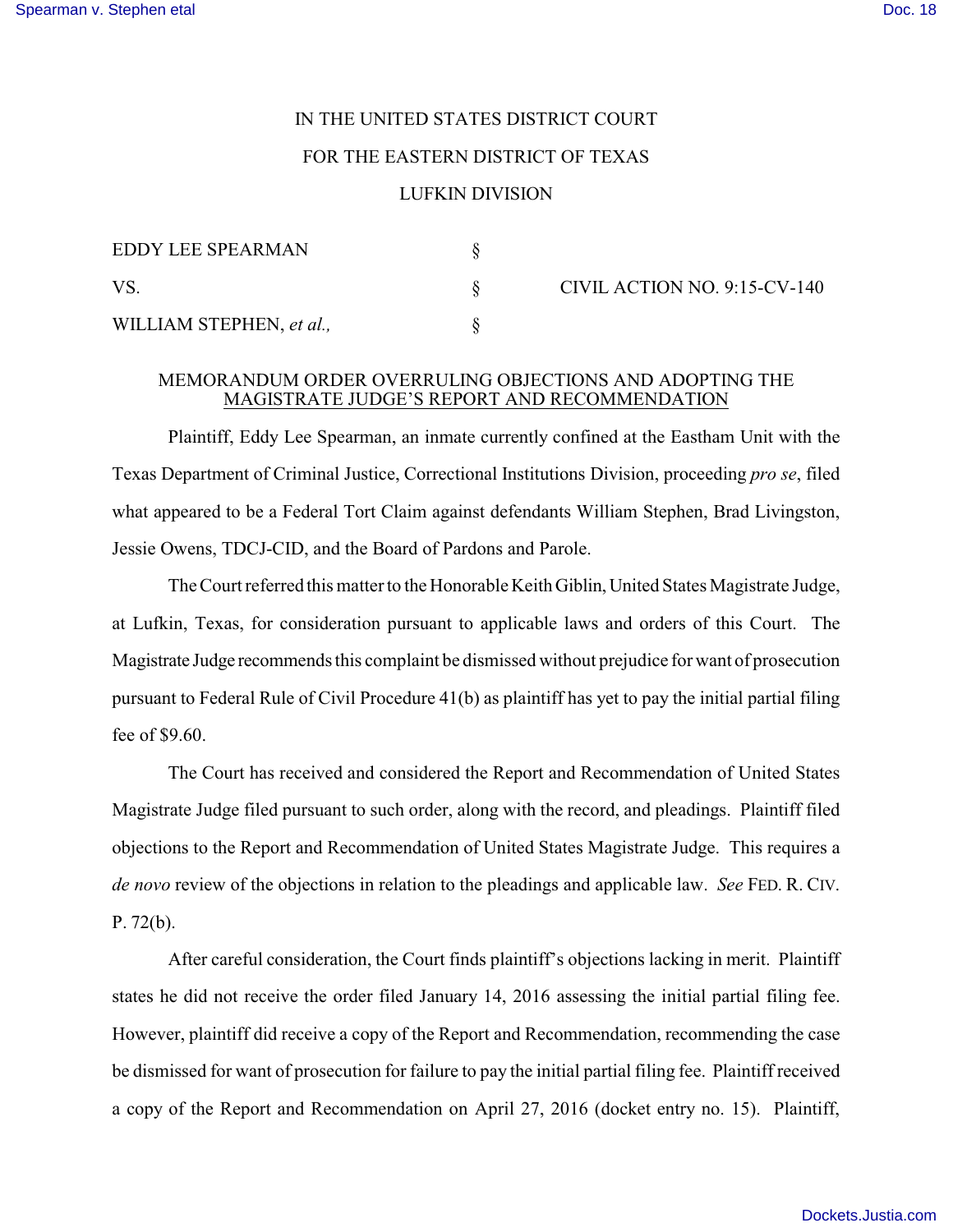IN THE UNITED STATES DISTRICT COURT

FOR THE EASTERN DISTRICT OF TEXAS

LUFKIN DIVISION

| | | |
|---|---|---|
| EDDY LEE SPEARMAN | § | |
| VS. | § | CIVIL ACTION NO. 9:15-CV-140 |
| WILLIAM STEPHEN, *et al.,* | § | |

MEMORANDUM ORDER OVERRULING OBJECTIONS AND ADOPTING THE MAGISTRATE JUDGE'S REPORT AND RECOMMENDATION

Plaintiff, Eddy Lee Spearman, an inmate currently confined at the Eastham Unit with the Texas Department of Criminal Justice, Correctional Institutions Division, proceeding *pro se*, filed what appeared to be a Federal Tort Claim against defendants William Stephen, Brad Livingston, Jessie Owens, TDCJ-CID, and the Board of Pardons and Parole.

The Court referred this matter to the Honorable Keith Giblin, United States Magistrate Judge, at Lufkin, Texas, for consideration pursuant to applicable laws and orders of this Court. The Magistrate Judge recommends this complaint be dismissed without prejudice for want of prosecution pursuant to Federal Rule of Civil Procedure 41(b) as plaintiff has yet to pay the initial partial filing fee of $9.60.

The Court has received and considered the Report and Recommendation of United States Magistrate Judge filed pursuant to such order, along with the record, and pleadings. Plaintiff filed objections to the Report and Recommendation of United States Magistrate Judge. This requires a *de novo* review of the objections in relation to the pleadings and applicable law. *See* FED. R. CIV. P. 72(b).

After careful consideration, the Court finds plaintiff's objections lacking in merit. Plaintiff states he did not receive the order filed January 14, 2016 assessing the initial partial filing fee. However, plaintiff did receive a copy of the Report and Recommendation, recommending the case be dismissed for want of prosecution for failure to pay the initial partial filing fee. Plaintiff received a copy of the Report and Recommendation on April 27, 2016 (docket entry no. 15). Plaintiff,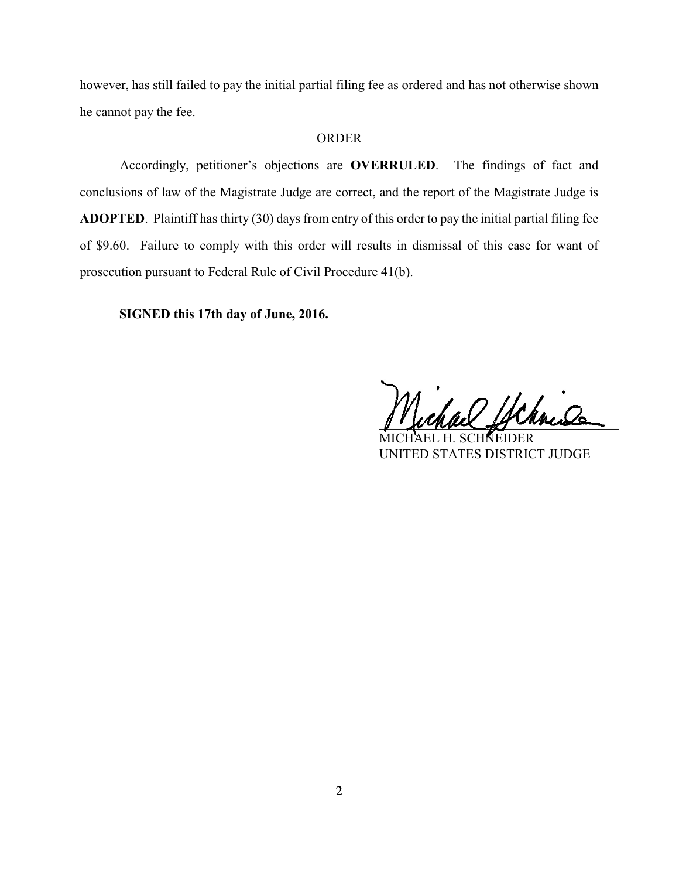however, has still failed to pay the initial partial filing fee as ordered and has not otherwise shown he cannot pay the fee.

ORDER

Accordingly, petitioner's objections are **OVERRULED**. The findings of fact and conclusions of law of the Magistrate Judge are correct, and the report of the Magistrate Judge is **ADOPTED**. Plaintiff has thirty (30) days from entry of this order to pay the initial partial filing fee of $9.60. Failure to comply with this order will results in dismissal of this case for want of prosecution pursuant to Federal Rule of Civil Procedure 41(b).

**SIGNED this 17th day of June, 2016.**

MICHAEL H. SCHNEIDER
UNITED STATES DISTRICT JUDGE